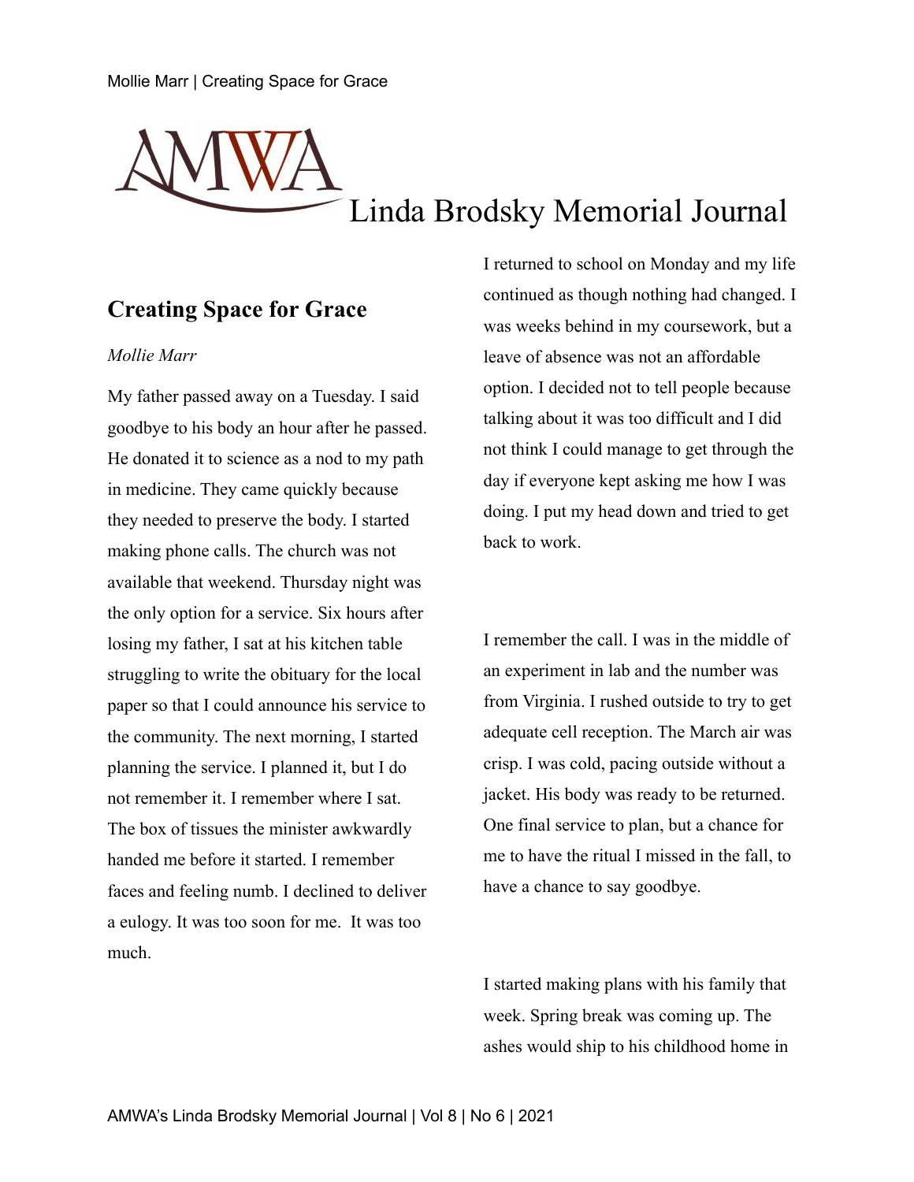## Creating Space for Grace

*Mollie Marr*

My father passed away on a Tuesday. I said goodbye to his body an hour after he passed. He donated it to science as a nod to my path in medicine. They came quickly because they needed to preserve the body. I started making phone calls. The church was not available that weekend. Thursday night was the only option for a service. Six hours after losing my father, I sat at his kitchen table struggling to write the obituary for the local paper so that I could announce his service to the community. The next morning, I started planning the service. I planned it, but I do not remember it. I remember where I sat. The box of tissues the minister awkwardly handed me before it started. I remember faces and feeling numb. I declined to deliver a eulogy. It was too soon for me. It was too much.

I returned to school on Monday and my life continued as though nothing had changed. I was weeks behind in my coursework, but a leave of absence was not an affordable option. I decided not to tell people because talking about it was too difficult and I did not think I could manage to get through the day if everyone kept asking me how I was doing. I put my head down and tried to get back to work.

I remember the call. I was in the middle of an experiment in lab and the number was from Virginia. I rushed outside to try to get adequate cell reception. The March air was crisp. I was cold, pacing outside without a jacket. His body was ready to be returned. One final service to plan, but a chance for me to have the ritual I missed in the fall, to have a chance to say goodbye.

I started making plans with his family that week. Spring break was coming up. The ashes would ship to his childhood home in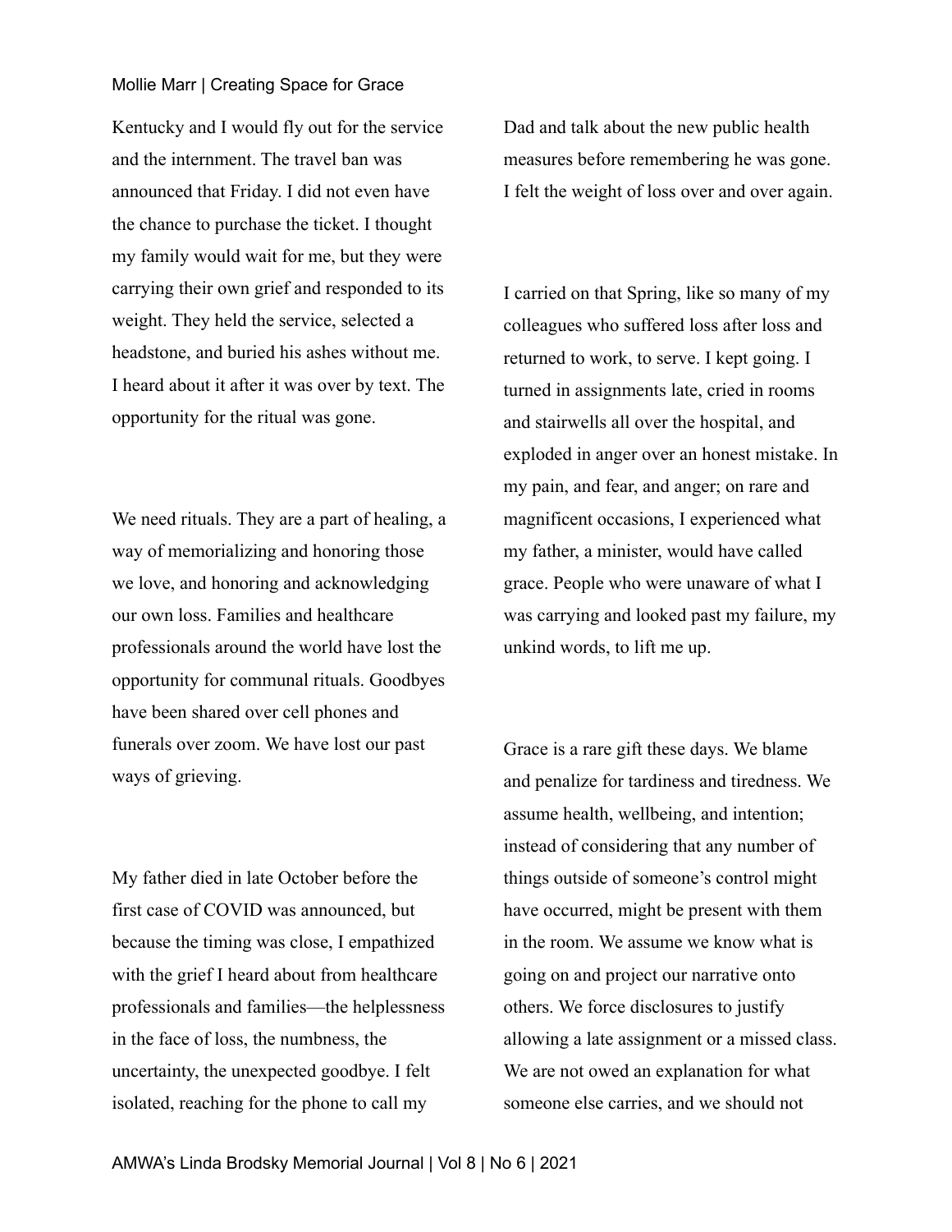Kentucky and I would fly out for the service and the internment. The travel ban was announced that Friday. I did not even have the chance to purchase the ticket. I thought my family would wait for me, but they were carrying their own grief and responded to its weight. They held the service, selected a headstone, and buried his ashes without me. I heard about it after it was over by text. The opportunity for the ritual was gone.

We need rituals. They are a part of healing, a way of memorializing and honoring those we love, and honoring and acknowledging our own loss. Families and healthcare professionals around the world have lost the opportunity for communal rituals. Goodbyes have been shared over cell phones and funerals over zoom. We have lost our past ways of grieving.

My father died in late October before the first case of COVID was announced, but because the timing was close, I empathized with the grief I heard about from healthcare professionals and families—the helplessness in the face of loss, the numbness, the uncertainty, the unexpected goodbye. I felt isolated, reaching for the phone to call my Dad and talk about the new public health measures before remembering he was gone. I felt the weight of loss over and over again.

I carried on that Spring, like so many of my colleagues who suffered loss after loss and returned to work, to serve. I kept going. I turned in assignments late, cried in rooms and stairwells all over the hospital, and exploded in anger over an honest mistake. In my pain, and fear, and anger; on rare and magnificent occasions, I experienced what my father, a minister, would have called grace. People who were unaware of what I was carrying and looked past my failure, my unkind words, to lift me up.

Grace is a rare gift these days. We blame and penalize for tardiness and tiredness. We assume health, wellbeing, and intention; instead of considering that any number of things outside of someone's control might have occurred, might be present with them in the room. We assume we know what is going on and project our narrative onto others. We force disclosures to justify allowing a late assignment or a missed class. We are not owed an explanation for what someone else carries, and we should not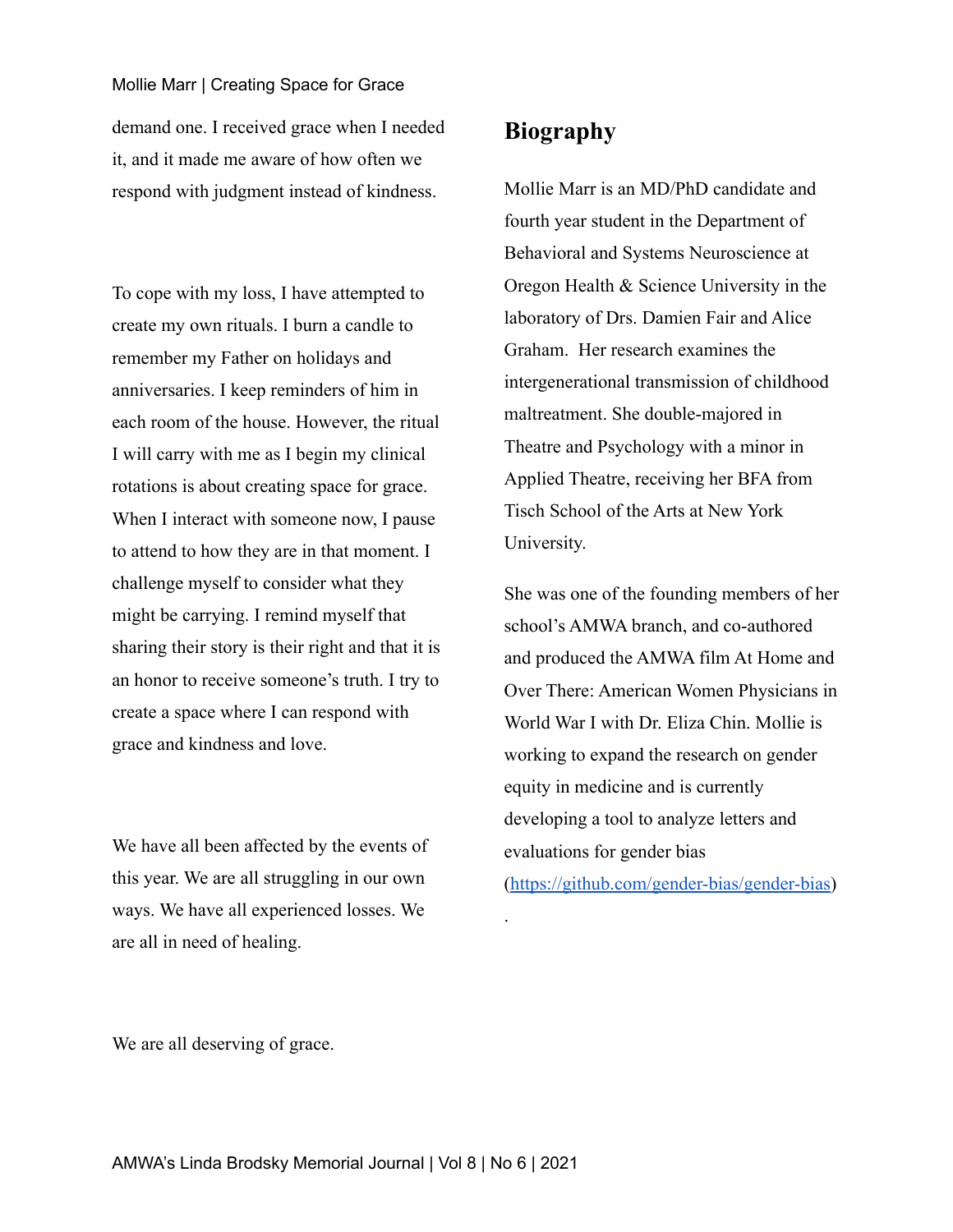demand one. I received grace when I needed it, and it made me aware of how often we respond with judgment instead of kindness.

To cope with my loss, I have attempted to create my own rituals. I burn a candle to remember my Father on holidays and anniversaries. I keep reminders of him in each room of the house. However, the ritual I will carry with me as I begin my clinical rotations is about creating space for grace. When I interact with someone now, I pause to attend to how they are in that moment. I challenge myself to consider what they might be carrying. I remind myself that sharing their story is their right and that it is an honor to receive someone's truth. I try to create a space where I can respond with grace and kindness and love.

We have all been affected by the events of this year. We are all struggling in our own ways. We have all experienced losses. We are all in need of healing.

We are all deserving of grace.

## Biography

Mollie Marr is an MD/PhD candidate and fourth year student in the Department of Behavioral and Systems Neuroscience at Oregon Health & Science University in the laboratory of Drs. Damien Fair and Alice Graham. Her research examines the intergenerational transmission of childhood maltreatment. She double-majored in Theatre and Psychology with a minor in Applied Theatre, receiving her BFA from Tisch School of the Arts at New York University.

She was one of the founding members of her school's AMWA branch, and co-authored and produced the AMWA film At Home and Over There: American Women Physicians in World War I with Dr. Eliza Chin. Mollie is working to expand the research on gender equity in medicine and is currently developing a tool to analyze letters and evaluations for gender bias (https://github.com/gender-bias/gender-bias).